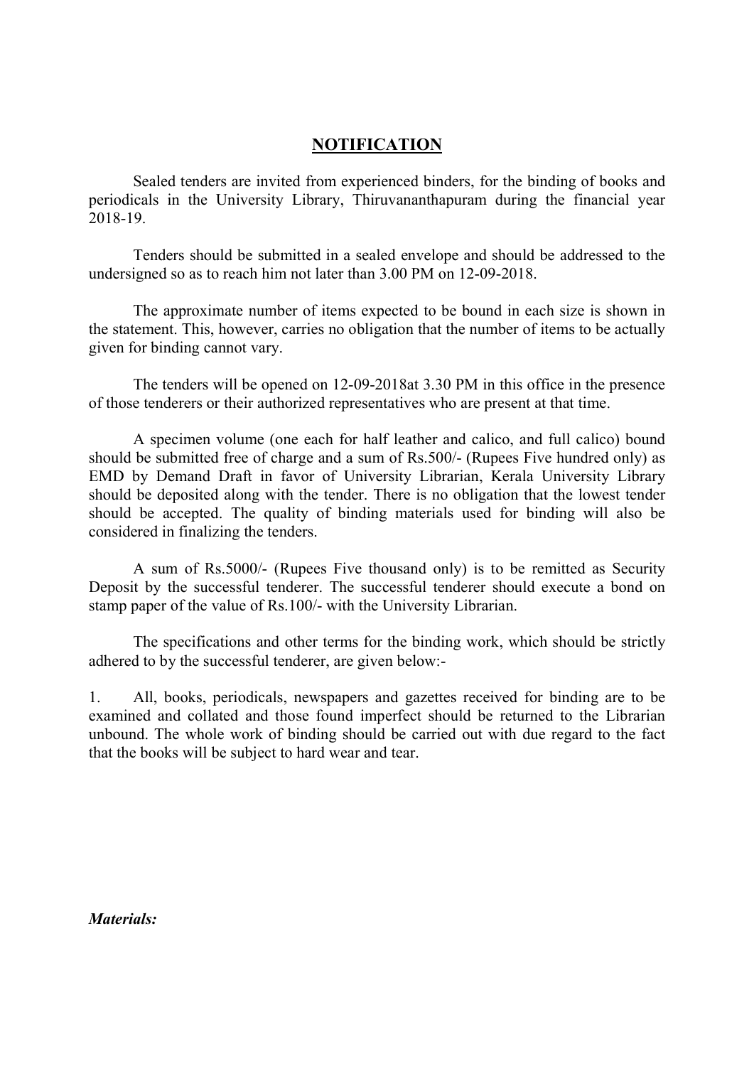## NOTIFICATION

Sealed tenders are invited from experienced binders, for the binding of books and periodicals in the University Library, Thiruvananthapuram during the financial year 2018-19.

Tenders should be submitted in a sealed envelope and should be addressed to the undersigned so as to reach him not later than 3.00 PM on 12-09-2018.

The approximate number of items expected to be bound in each size is shown in the statement. This, however, carries no obligation that the number of items to be actually given for binding cannot vary.

The tenders will be opened on 12-09-2018at 3.30 PM in this office in the presence of those tenderers or their authorized representatives who are present at that time.

A specimen volume (one each for half leather and calico, and full calico) bound should be submitted free of charge and a sum of Rs.500/- (Rupees Five hundred only) as EMD by Demand Draft in favor of University Librarian, Kerala University Library should be deposited along with the tender. There is no obligation that the lowest tender should be accepted. The quality of binding materials used for binding will also be considered in finalizing the tenders.

A sum of Rs.5000/- (Rupees Five thousand only) is to be remitted as Security Deposit by the successful tenderer. The successful tenderer should execute a bond on stamp paper of the value of Rs.100/- with the University Librarian.

The specifications and other terms for the binding work, which should be strictly adhered to by the successful tenderer, are given below:-

1. All, books, periodicals, newspapers and gazettes received for binding are to be examined and collated and those found imperfect should be returned to the Librarian unbound. The whole work of binding should be carried out with due regard to the fact that the books will be subject to hard wear and tear.

***Materials:***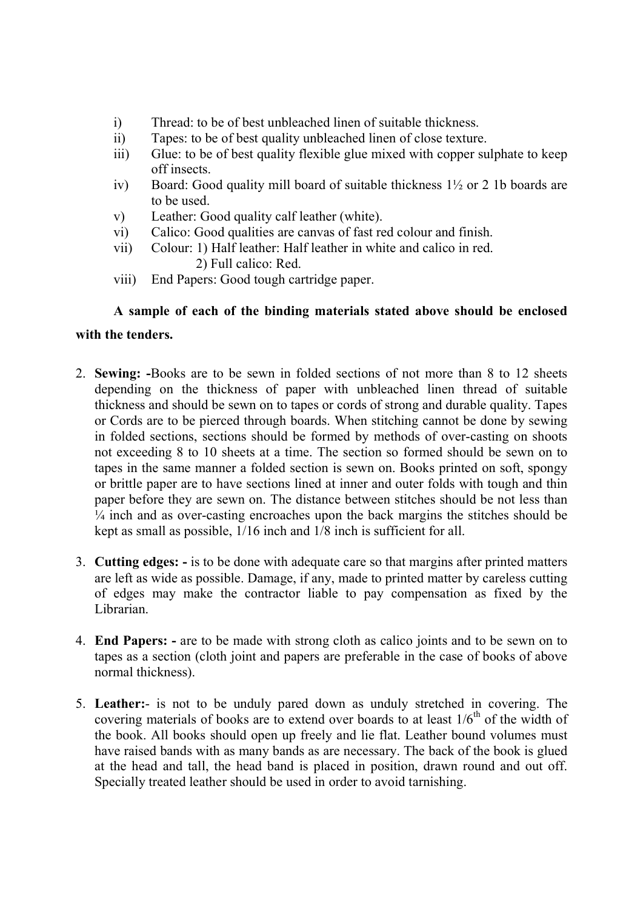i) Thread: to be of best unbleached linen of suitable thickness.
ii) Tapes: to be of best quality unbleached linen of close texture.
iii) Glue: to be of best quality flexible glue mixed with copper sulphate to keep off insects.
iv) Board: Good quality mill board of suitable thickness 1½ or 2 1b boards are to be used.
v) Leather: Good quality calf leather (white).
vi) Calico: Good qualities are canvas of fast red colour and finish.
vii) Colour: 1) Half leather: Half leather in white and calico in red.
   2) Full calico: Red.
viii) End Papers: Good tough cartridge paper.

**A sample of each of the binding materials stated above should be enclosed with the tenders.**

2. **Sewing: -**Books are to be sewn in folded sections of not more than 8 to 12 sheets depending on the thickness of paper with unbleached linen thread of suitable thickness and should be sewn on to tapes or cords of strong and durable quality. Tapes or Cords are to be pierced through boards. When stitching cannot be done by sewing in folded sections, sections should be formed by methods of over-casting on shoots not exceeding 8 to 10 sheets at a time. The section so formed should be sewn on to tapes in the same manner a folded section is sewn on. Books printed on soft, spongy or brittle paper are to have sections lined at inner and outer folds with tough and thin paper before they are sewn on. The distance between stitches should be not less than ¼ inch and as over-casting encroaches upon the back margins the stitches should be kept as small as possible, 1/16 inch and 1/8 inch is sufficient for all.

3. **Cutting edges: -** is to be done with adequate care so that margins after printed matters are left as wide as possible. Damage, if any, made to printed matter by careless cutting of edges may make the contractor liable to pay compensation as fixed by the Librarian.

4. **End Papers: -** are to be made with strong cloth as calico joints and to be sewn on to tapes as a section (cloth joint and papers are preferable in the case of books of above normal thickness).

5. **Leather:**- is not to be unduly pared down as unduly stretched in covering. The covering materials of books are to extend over boards to at least 1/6$^{th}$ of the width of the book. All books should open up freely and lie flat. Leather bound volumes must have raised bands with as many bands as are necessary. The back of the book is glued at the head and tall, the head band is placed in position, drawn round and out off. Specially treated leather should be used in order to avoid tarnishing.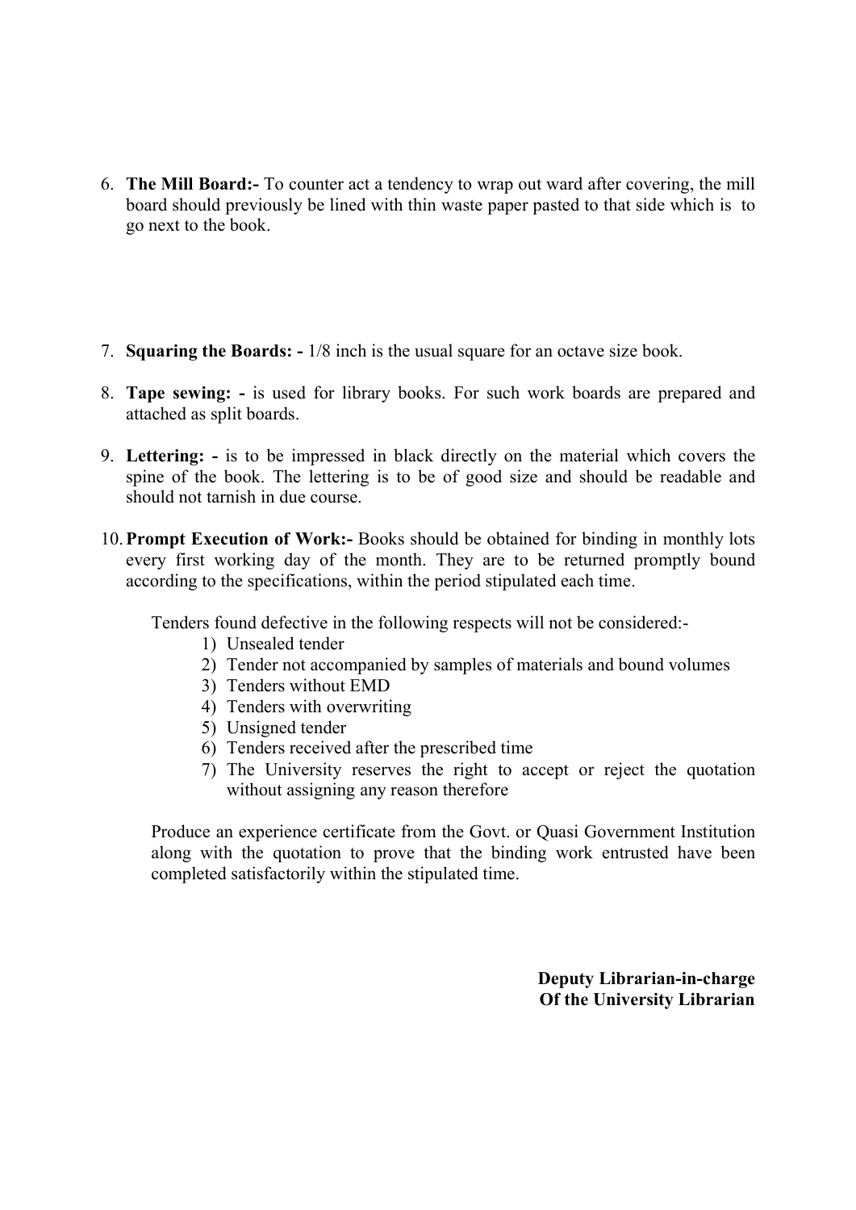6. **The Mill Board:-** To counter act a tendency to wrap out ward after covering, the mill board should previously be lined with thin waste paper pasted to that side which is to go next to the book.

7. **Squaring the Boards: -** 1/8 inch is the usual square for an octave size book.

8. **Tape sewing: -** is used for library books. For such work boards are prepared and attached as split boards.

9. **Lettering: -** is to be impressed in black directly on the material which covers the spine of the book. The lettering is to be of good size and should be readable and should not tarnish in due course.

10. **Prompt Execution of Work:-** Books should be obtained for binding in monthly lots every first working day of the month. They are to be returned promptly bound according to the specifications, within the period stipulated each time.

    Tenders found defective in the following respects will not be considered:-

    1) Unsealed tender
    2) Tender not accompanied by samples of materials and bound volumes
    3) Tenders without EMD
    4) Tenders with overwriting
    5) Unsigned tender
    6) Tenders received after the prescribed time
    7) The University reserves the right to accept or reject the quotation without assigning any reason therefore

    Produce an experience certificate from the Govt. or Quasi Government Institution along with the quotation to prove that the binding work entrusted have been completed satisfactorily within the stipulated time.

**Deputy Librarian-in-charge**
**Of the University Librarian**